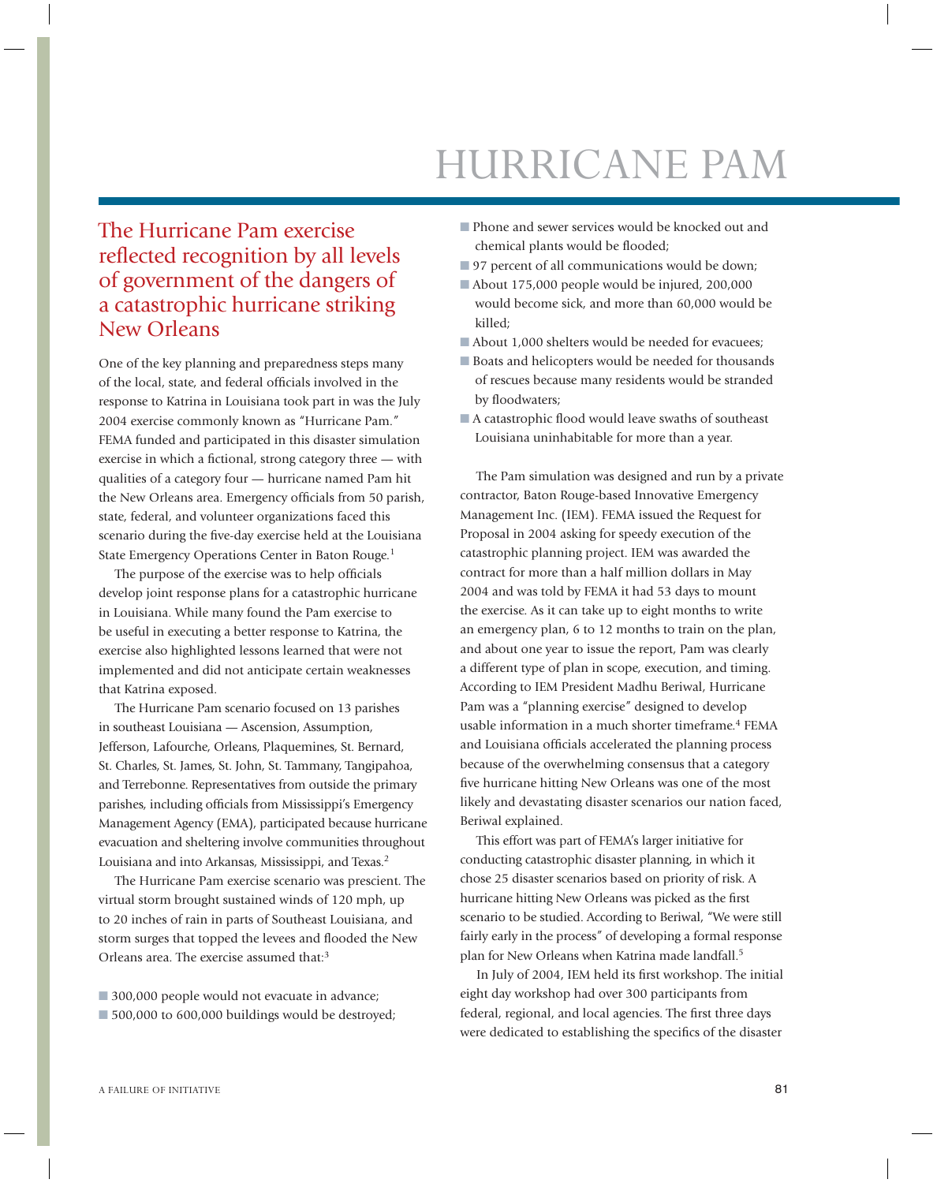# HURRICANE PAM

## The Hurricane Pam exercise reflected recognition by all levels of government of the dangers of a catastrophic hurricane striking New Orleans

One of the key planning and preparedness steps many of the local, state, and federal officials involved in the response to Katrina in Louisiana took part in was the July 2004 exercise commonly known as "Hurricane Pam." FEMA funded and participated in this disaster simulation exercise in which a fictional, strong category three — with qualities of a category four — hurricane named Pam hit the New Orleans area. Emergency officials from 50 parish, state, federal, and volunteer organizations faced this scenario during the five-day exercise held at the Louisiana State Emergency Operations Center in Baton Rouge.[1]

The purpose of the exercise was to help officials develop joint response plans for a catastrophic hurricane in Louisiana. While many found the Pam exercise to be useful in executing a better response to Katrina, the exercise also highlighted lessons learned that were not implemented and did not anticipate certain weaknesses that Katrina exposed.

The Hurricane Pam scenario focused on 13 parishes in southeast Louisiana — Ascension, Assumption, Jefferson, Lafourche, Orleans, Plaquemines, St. Bernard, St. Charles, St. James, St. John, St. Tammany, Tangipahoa, and Terrebonne. Representatives from outside the primary parishes, including officials from Mississippi's Emergency Management Agency (EMA), participated because hurricane evacuation and sheltering involve communities throughout Louisiana and into Arkansas, Mississippi, and Texas.[2]

The Hurricane Pam exercise scenario was prescient. The virtual storm brought sustained winds of 120 mph, up to 20 inches of rain in parts of Southeast Louisiana, and storm surges that topped the levees and flooded the New Orleans area. The exercise assumed that:[3]

- 300,000 people would not evacuate in advance;
- 500,000 to 600,000 buildings would be destroyed;
- Phone and sewer services would be knocked out and chemical plants would be flooded;
- 97 percent of all communications would be down;
- About 175,000 people would be injured, 200,000 would become sick, and more than 60,000 would be killed;
- About 1,000 shelters would be needed for evacuees;
- Boats and helicopters would be needed for thousands of rescues because many residents would be stranded by floodwaters;
- A catastrophic flood would leave swaths of southeast Louisiana uninhabitable for more than a year.

The Pam simulation was designed and run by a private contractor, Baton Rouge-based Innovative Emergency Management Inc. (IEM). FEMA issued the Request for Proposal in 2004 asking for speedy execution of the catastrophic planning project. IEM was awarded the contract for more than a half million dollars in May 2004 and was told by FEMA it had 53 days to mount the exercise. As it can take up to eight months to write an emergency plan, 6 to 12 months to train on the plan, and about one year to issue the report, Pam was clearly a different type of plan in scope, execution, and timing. According to IEM President Madhu Beriwal, Hurricane Pam was a "planning exercise" designed to develop usable information in a much shorter timeframe.[4] FEMA and Louisiana officials accelerated the planning process because of the overwhelming consensus that a category five hurricane hitting New Orleans was one of the most likely and devastating disaster scenarios our nation faced, Beriwal explained.

This effort was part of FEMA's larger initiative for conducting catastrophic disaster planning, in which it chose 25 disaster scenarios based on priority of risk. A hurricane hitting New Orleans was picked as the first scenario to be studied. According to Beriwal, "We were still fairly early in the process" of developing a formal response plan for New Orleans when Katrina made landfall.[5]

In July of 2004, IEM held its first workshop. The initial eight day workshop had over 300 participants from federal, regional, and local agencies. The first three days were dedicated to establishing the specifics of the disaster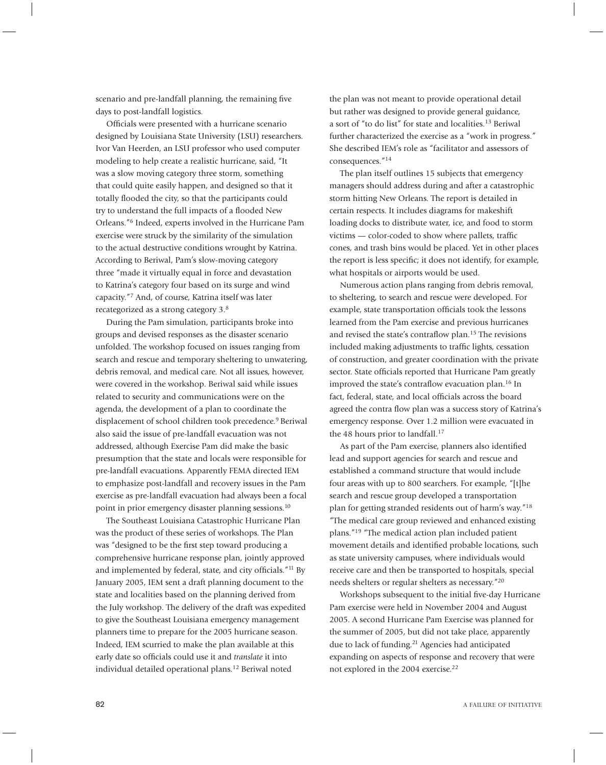scenario and pre-landfall planning, the remaining five days to post-landfall logistics.

Officials were presented with a hurricane scenario designed by Louisiana State University (LSU) researchers. Ivor Van Heerden, an LSU professor who used computer modeling to help create a realistic hurricane, said, "It was a slow moving category three storm, something that could quite easily happen, and designed so that it totally flooded the city, so that the participants could try to understand the full impacts of a flooded New Orleans."[6] Indeed, experts involved in the Hurricane Pam exercise were struck by the similarity of the simulation to the actual destructive conditions wrought by Katrina. According to Beriwal, Pam's slow-moving category three "made it virtually equal in force and devastation to Katrina's category four based on its surge and wind capacity."[7] And, of course, Katrina itself was later recategorized as a strong category 3.[8]

During the Pam simulation, participants broke into groups and devised responses as the disaster scenario unfolded. The workshop focused on issues ranging from search and rescue and temporary sheltering to unwatering, debris removal, and medical care. Not all issues, however, were covered in the workshop. Beriwal said while issues related to security and communications were on the agenda, the development of a plan to coordinate the displacement of school children took precedence.[9] Beriwal also said the issue of pre-landfall evacuation was not addressed, although Exercise Pam did make the basic presumption that the state and locals were responsible for pre-landfall evacuations. Apparently FEMA directed IEM to emphasize post-landfall and recovery issues in the Pam exercise as pre-landfall evacuation had always been a focal point in prior emergency disaster planning sessions.[10]

The Southeast Louisiana Catastrophic Hurricane Plan was the product of these series of workshops. The Plan was "designed to be the first step toward producing a comprehensive hurricane response plan, jointly approved and implemented by federal, state, and city officials."[11] By January 2005, IEM sent a draft planning document to the state and localities based on the planning derived from the July workshop. The delivery of the draft was expedited to give the Southeast Louisiana emergency management planners time to prepare for the 2005 hurricane season. Indeed, IEM scurried to make the plan available at this early date so officials could use it and *translate* it into individual detailed operational plans.[12] Beriwal noted the plan was not meant to provide operational detail but rather was designed to provide general guidance, a sort of "to do list" for state and localities.[13] Beriwal further characterized the exercise as a "work in progress." She described IEM's role as "facilitator and assessors of consequences."[14]

The plan itself outlines 15 subjects that emergency managers should address during and after a catastrophic storm hitting New Orleans. The report is detailed in certain respects. It includes diagrams for makeshift loading docks to distribute water, ice, and food to storm victims — color-coded to show where pallets, traffic cones, and trash bins would be placed. Yet in other places the report is less specific; it does not identify, for example, what hospitals or airports would be used.

Numerous action plans ranging from debris removal, to sheltering, to search and rescue were developed. For example, state transportation officials took the lessons learned from the Pam exercise and previous hurricanes and revised the state's contraflow plan.[15] The revisions included making adjustments to traffic lights, cessation of construction, and greater coordination with the private sector. State officials reported that Hurricane Pam greatly improved the state's contraflow evacuation plan.[16] In fact, federal, state, and local officials across the board agreed the contra flow plan was a success story of Katrina's emergency response. Over 1.2 million were evacuated in the 48 hours prior to landfall.[17]

As part of the Pam exercise, planners also identified lead and support agencies for search and rescue and established a command structure that would include four areas with up to 800 searchers. For example, "[t]he search and rescue group developed a transportation plan for getting stranded residents out of harm's way."[18] "The medical care group reviewed and enhanced existing plans."[19] "The medical action plan included patient movement details and identified probable locations, such as state university campuses, where individuals would receive care and then be transported to hospitals, special needs shelters or regular shelters as necessary."[20]

Workshops subsequent to the initial five-day Hurricane Pam exercise were held in November 2004 and August 2005. A second Hurricane Pam Exercise was planned for the summer of 2005, but did not take place, apparently due to lack of funding.[21] Agencies had anticipated expanding on aspects of response and recovery that were not explored in the 2004 exercise.[22]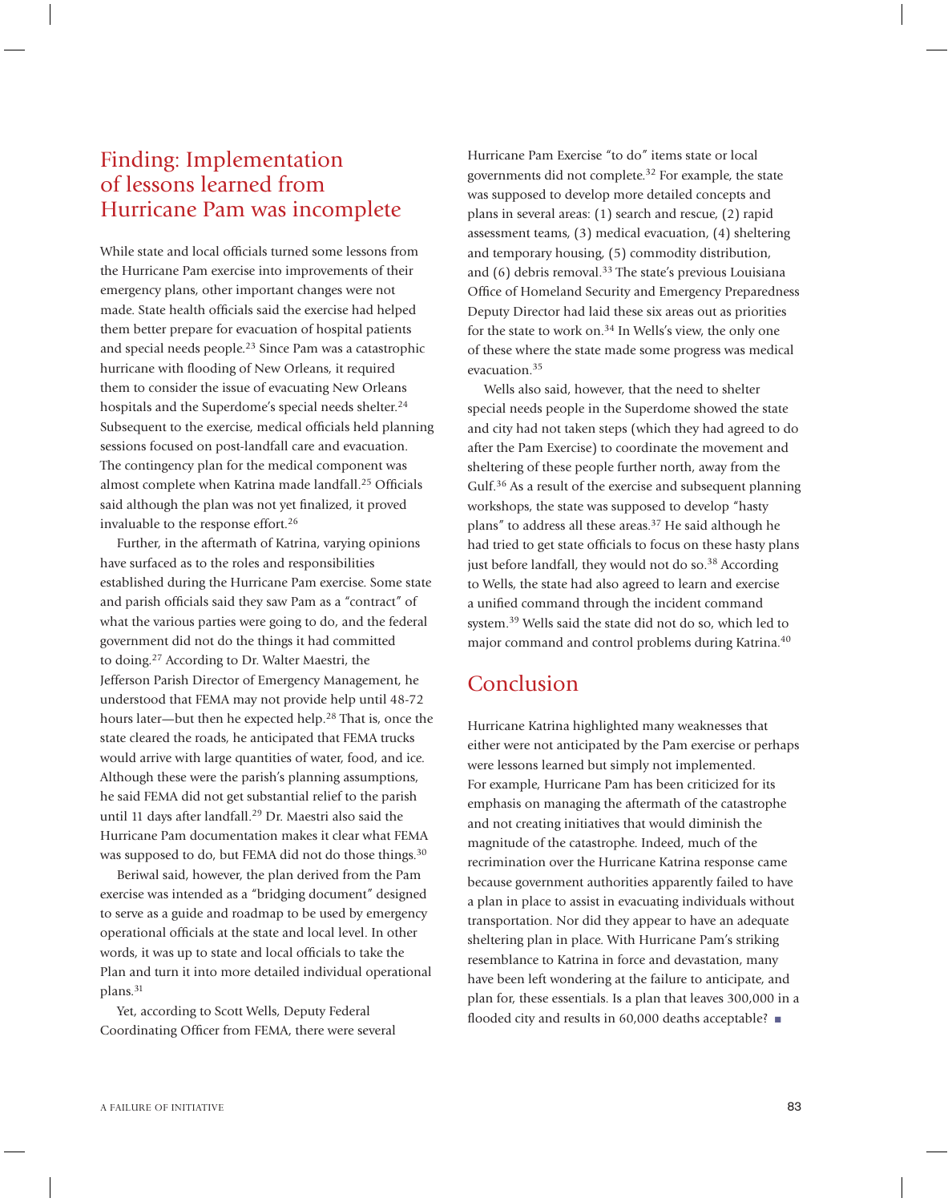## Finding: Implementation of lessons learned from Hurricane Pam was incomplete

While state and local officials turned some lessons from the Hurricane Pam exercise into improvements of their emergency plans, other important changes were not made. State health officials said the exercise had helped them better prepare for evacuation of hospital patients and special needs people.[23] Since Pam was a catastrophic hurricane with flooding of New Orleans, it required them to consider the issue of evacuating New Orleans hospitals and the Superdome's special needs shelter.[24] Subsequent to the exercise, medical officials held planning sessions focused on post-landfall care and evacuation. The contingency plan for the medical component was almost complete when Katrina made landfall.[25] Officials said although the plan was not yet finalized, it proved invaluable to the response effort.[26]

Further, in the aftermath of Katrina, varying opinions have surfaced as to the roles and responsibilities established during the Hurricane Pam exercise. Some state and parish officials said they saw Pam as a "contract" of what the various parties were going to do, and the federal government did not do the things it had committed to doing.[27] According to Dr. Walter Maestri, the Jefferson Parish Director of Emergency Management, he understood that FEMA may not provide help until 48-72 hours later—but then he expected help.[28] That is, once the state cleared the roads, he anticipated that FEMA trucks would arrive with large quantities of water, food, and ice. Although these were the parish's planning assumptions, he said FEMA did not get substantial relief to the parish until 11 days after landfall.[29] Dr. Maestri also said the Hurricane Pam documentation makes it clear what FEMA was supposed to do, but FEMA did not do those things.[30]

Beriwal said, however, the plan derived from the Pam exercise was intended as a "bridging document" designed to serve as a guide and roadmap to be used by emergency operational officials at the state and local level. In other words, it was up to state and local officials to take the Plan and turn it into more detailed individual operational plans.[31]

Yet, according to Scott Wells, Deputy Federal Coordinating Officer from FEMA, there were several Hurricane Pam Exercise "to do" items state or local governments did not complete.[32] For example, the state was supposed to develop more detailed concepts and plans in several areas: (1) search and rescue, (2) rapid assessment teams, (3) medical evacuation, (4) sheltering and temporary housing, (5) commodity distribution, and (6) debris removal.[33] The state's previous Louisiana Office of Homeland Security and Emergency Preparedness Deputy Director had laid these six areas out as priorities for the state to work on.[34] In Wells's view, the only one of these where the state made some progress was medical evacuation.[35]

Wells also said, however, that the need to shelter special needs people in the Superdome showed the state and city had not taken steps (which they had agreed to do after the Pam Exercise) to coordinate the movement and sheltering of these people further north, away from the Gulf.[36] As a result of the exercise and subsequent planning workshops, the state was supposed to develop "hasty plans" to address all these areas.[37] He said although he had tried to get state officials to focus on these hasty plans just before landfall, they would not do so.[38] According to Wells, the state had also agreed to learn and exercise a unified command through the incident command system.[39] Wells said the state did not do so, which led to major command and control problems during Katrina.[40]

## Conclusion

Hurricane Katrina highlighted many weaknesses that either were not anticipated by the Pam exercise or perhaps were lessons learned but simply not implemented. For example, Hurricane Pam has been criticized for its emphasis on managing the aftermath of the catastrophe and not creating initiatives that would diminish the magnitude of the catastrophe. Indeed, much of the recrimination over the Hurricane Katrina response came because government authorities apparently failed to have a plan in place to assist in evacuating individuals without transportation. Nor did they appear to have an adequate sheltering plan in place. With Hurricane Pam's striking resemblance to Katrina in force and devastation, many have been left wondering at the failure to anticipate, and plan for, these essentials. Is a plan that leaves 300,000 in a flooded city and results in 60,000 deaths acceptable? ■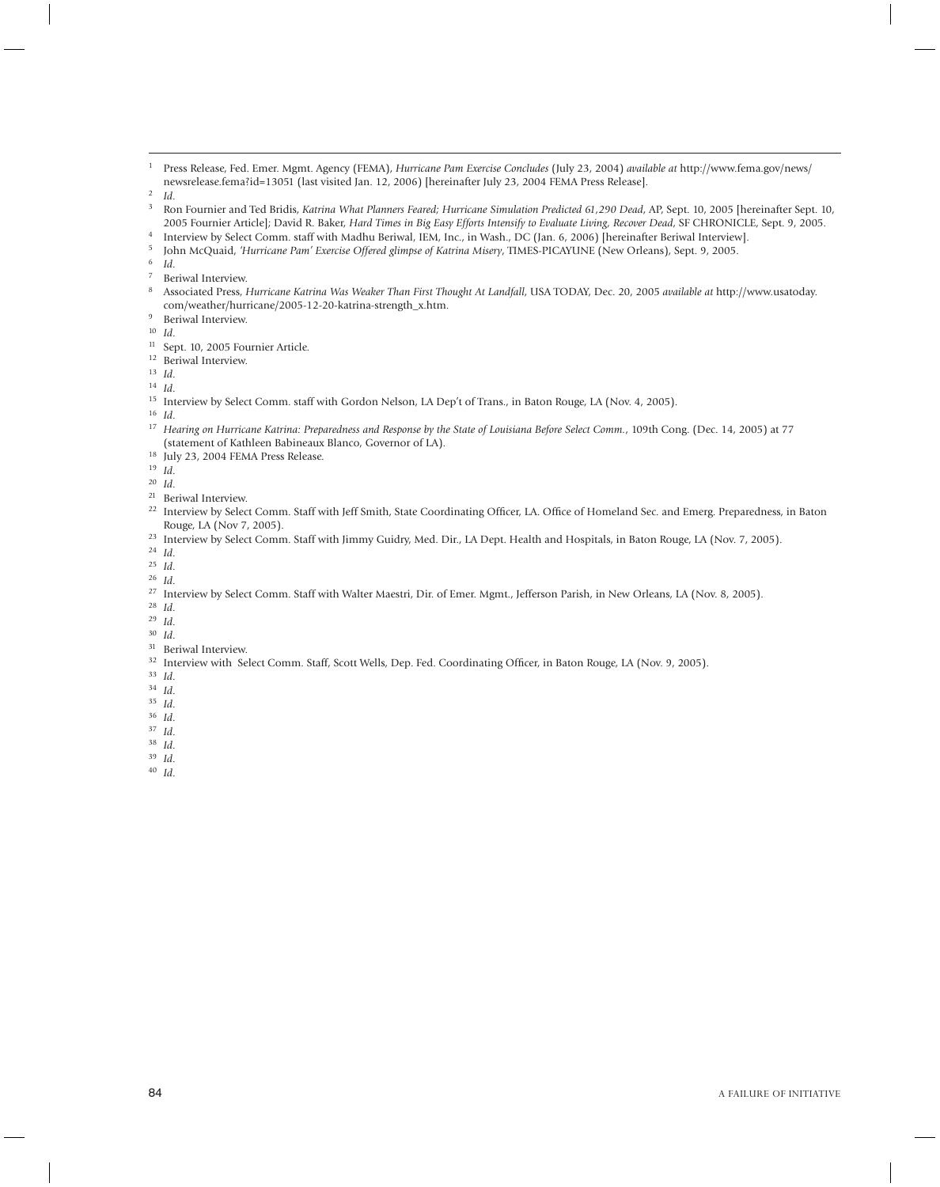[1] Press Release, Fed. Emer. Mgmt. Agency (FEMA), *Hurricane Pam Exercise Concludes* (July 23, 2004) *available at* http://www.fema.gov/news/newsrelease.fema?id=13051 (last visited Jan. 12, 2006) [hereinafter July 23, 2004 FEMA Press Release].

[2] *Id.*

[3] Ron Fournier and Ted Bridis, *Katrina What Planners Feared; Hurricane Simulation Predicted 61,290 Dead*, AP, Sept. 10, 2005 [hereinafter Sept. 10, 2005 Fournier Article]; David R. Baker, *Hard Times in Big Easy Efforts Intensify to Evaluate Living, Recover Dead*, SF CHRONICLE, Sept. 9, 2005.

[4] Interview by Select Comm. staff with Madhu Beriwal, IEM, Inc., in Wash., DC (Jan. 6, 2006) [hereinafter Beriwal Interview].

[5] John McQuaid, *'Hurricane Pam' Exercise Offered glimpse of Katrina Misery*, TIMES-PICAYUNE (New Orleans), Sept. 9, 2005.

[6] *Id.*

[7] Beriwal Interview.

[8] Associated Press, *Hurricane Katrina Was Weaker Than First Thought At Landfall*, USA TODAY, Dec. 20, 2005 *available at* http://www.usatoday.com/weather/hurricane/2005-12-20-katrina-strength_x.htm.

[9] Beriwal Interview.

[10] *Id.*

[11] Sept. 10, 2005 Fournier Article.

[12] Beriwal Interview.

[13] *Id.*

[14] *Id.*

[15] Interview by Select Comm. staff with Gordon Nelson, LA Dep't of Trans., in Baton Rouge, LA (Nov. 4, 2005).

[16] *Id.*

[17] *Hearing on Hurricane Katrina: Preparedness and Response by the State of Louisiana Before Select Comm.*, 109th Cong. (Dec. 14, 2005) at 77 (statement of Kathleen Babineaux Blanco, Governor of LA).

[18] July 23, 2004 FEMA Press Release.

[19] *Id.*

[20] *Id.*

[21] Beriwal Interview.

[22] Interview by Select Comm. Staff with Jeff Smith, State Coordinating Officer, LA. Office of Homeland Sec. and Emerg. Preparedness, in Baton Rouge, LA (Nov 7, 2005).

[23] Interview by Select Comm. Staff with Jimmy Guidry, Med. Dir., LA Dept. Health and Hospitals, in Baton Rouge, LA (Nov. 7, 2005).

[24] *Id.*

[25] *Id.*

[26] *Id.*

[27] Interview by Select Comm. Staff with Walter Maestri, Dir. of Emer. Mgmt., Jefferson Parish, in New Orleans, LA (Nov. 8, 2005).

[28] *Id.*

[29] *Id.*

[30] *Id.*

[31] Beriwal Interview.

[32] Interview with Select Comm. Staff, Scott Wells, Dep. Fed. Coordinating Officer, in Baton Rouge, LA (Nov. 9, 2005).

[33] *Id.*

[34] *Id.*

[35] *Id.*

[36] *Id.*

[37] *Id.*

[38] *Id.*

[39] *Id.*

[40] *Id.*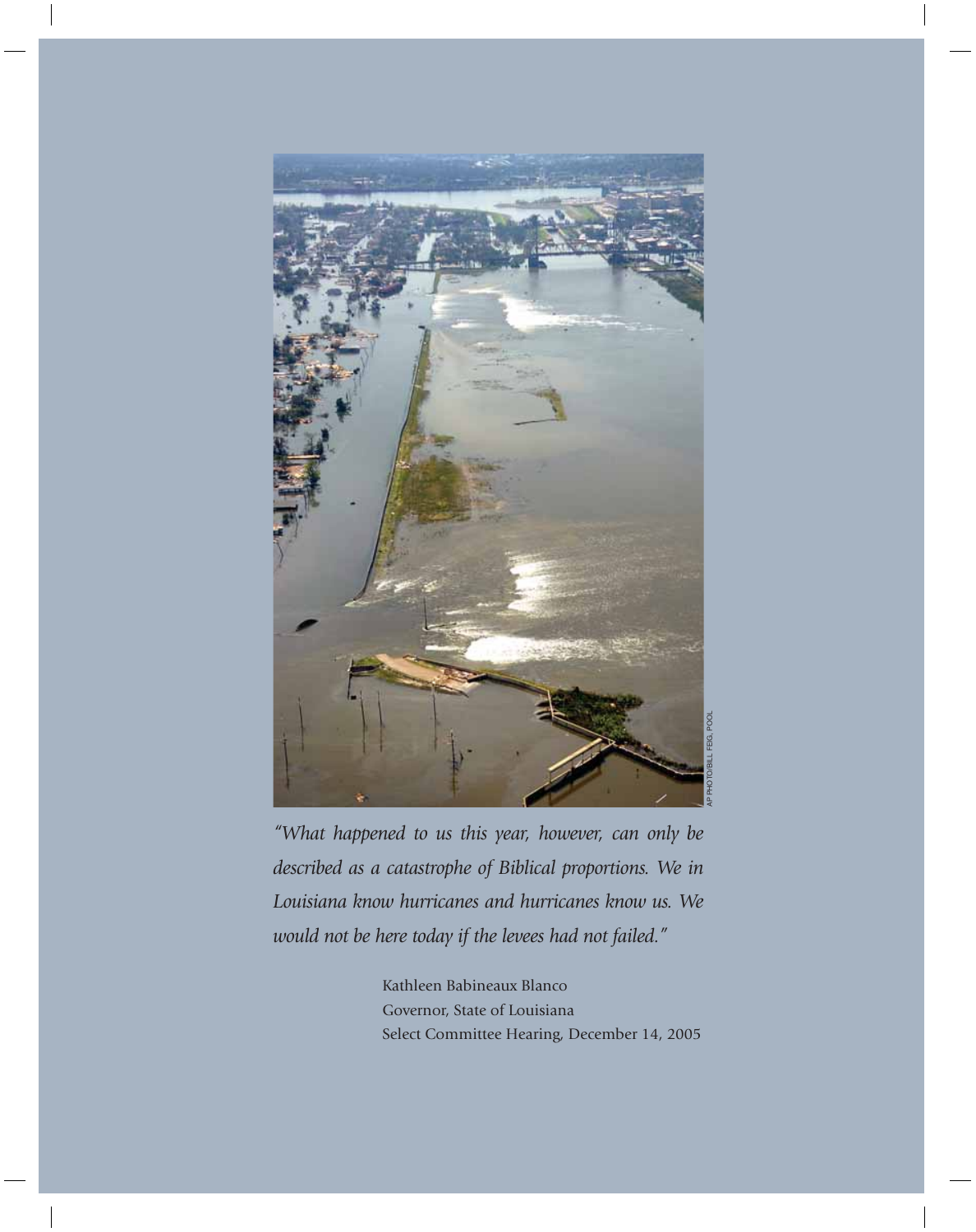*"What happened to us this year, however, can only be described as a catastrophe of Biblical proportions. We in Louisiana know hurricanes and hurricanes know us. We would not be here today if the levees had not failed."*

Kathleen Babineaux Blanco
Governor, State of Louisiana
Select Committee Hearing, December 14, 2005